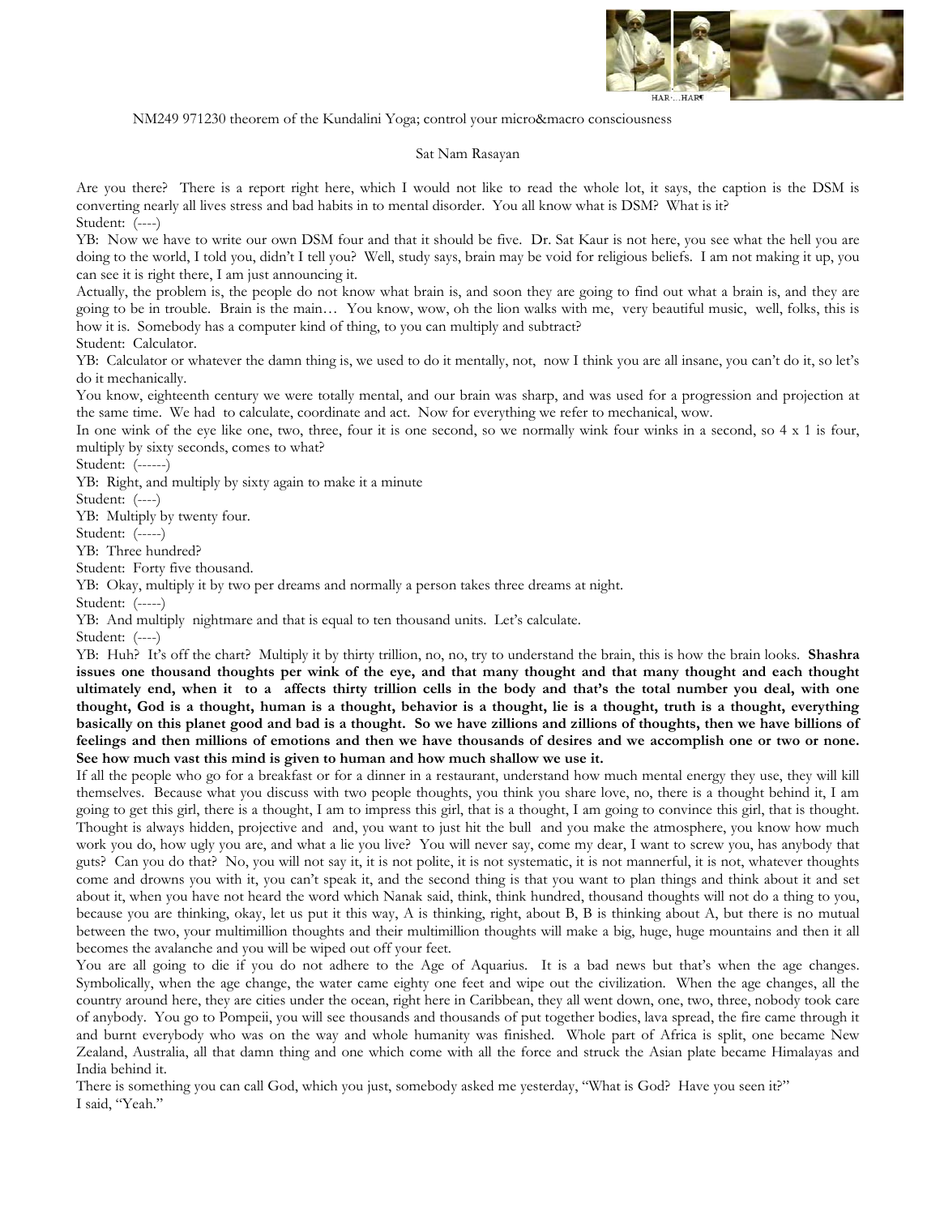NM249 971230 theorem of the Kundalini Yoga; control your micro&macro consciousness

Sat Nam Rasayan

Are you there? There is a report right here, which I would not like to read the whole lot, it says, the caption is the DSM is converting nearly all lives stress and bad habits in to mental disorder. You all know what is DSM? What is it?
Student: (----)
YB: Now we have to write our own DSM four and that it should be five. Dr. Sat Kaur is not here, you see what the hell you are doing to the world, I told you, didn't I tell you? Well, study says, brain may be void for religious beliefs. I am not making it up, you can see it is right there, I am just announcing it.
Actually, the problem is, the people do not know what brain is, and soon they are going to find out what a brain is, and they are going to be in trouble. Brain is the main… You know, wow, oh the lion walks with me, very beautiful music, well, folks, this is how it is. Somebody has a computer kind of thing, to you can multiply and subtract?
Student: Calculator.
YB: Calculator or whatever the damn thing is, we used to do it mentally, not, now I think you are all insane, you can't do it, so let's do it mechanically.
You know, eighteenth century we were totally mental, and our brain was sharp, and was used for a progression and projection at the same time. We had to calculate, coordinate and act. Now for everything we refer to mechanical, wow.
In one wink of the eye like one, two, three, four it is one second, so we normally wink four winks in a second, so 4 x 1 is four, multiply by sixty seconds, comes to what?
Student: (------)
YB: Right, and multiply by sixty again to make it a minute
Student: (----)
YB: Multiply by twenty four.
Student: (-----)
YB: Three hundred?
Student: Forty five thousand.
YB: Okay, multiply it by two per dreams and normally a person takes three dreams at night.
Student: (-----)
YB: And multiply nightmare and that is equal to ten thousand units. Let's calculate.
Student: (----)
YB: Huh? It's off the chart? Multiply it by thirty trillion, no, no, try to understand the brain, this is how the brain looks. **Shashra issues one thousand thoughts per wink of the eye, and that many thought and that many thought and each thought ultimately end, when it to a affects thirty trillion cells in the body and that's the total number you deal, with one thought, God is a thought, human is a thought, behavior is a thought, lie is a thought, truth is a thought, everything basically on this planet good and bad is a thought. So we have zillions and zillions of thoughts, then we have billions of feelings and then millions of emotions and then we have thousands of desires and we accomplish one or two or none. See how much vast this mind is given to human and how much shallow we use it.**
If all the people who go for a breakfast or for a dinner in a restaurant, understand how much mental energy they use, they will kill themselves. Because what you discuss with two people thoughts, you think you share love, no, there is a thought behind it, I am going to get this girl, there is a thought, I am to impress this girl, that is a thought, I am going to convince this girl, that is thought. Thought is always hidden, projective and and, you want to just hit the bull and you make the atmosphere, you know how much work you do, how ugly you are, and what a lie you live? You will never say, come my dear, I want to screw you, has anybody that guts? Can you do that? No, you will not say it, it is not polite, it is not systematic, it is not mannerful, it is not, whatever thoughts come and drowns you with it, you can't speak it, and the second thing is that you want to plan things and think about it and set about it, when you have not heard the word which Nanak said, think, think hundred, thousand thoughts will not do a thing to you, because you are thinking, okay, let us put it this way, A is thinking, right, about B, B is thinking about A, but there is no mutual between the two, your multimillion thoughts and their multimillion thoughts will make a big, huge, huge mountains and then it all becomes the avalanche and you will be wiped out off your feet.
You are all going to die if you do not adhere to the Age of Aquarius. It is a bad news but that's when the age changes. Symbolically, when the age change, the water came eighty one feet and wipe out the civilization. When the age changes, all the country around here, they are cities under the ocean, right here in Caribbean, they all went down, one, two, three, nobody took care of anybody. You go to Pompeii, you will see thousands and thousands of put together bodies, lava spread, the fire came through it and burnt everybody who was on the way and whole humanity was finished. Whole part of Africa is split, one became New Zealand, Australia, all that damn thing and one which come with all the force and struck the Asian plate became Himalayas and India behind it.
There is something you can call God, which you just, somebody asked me yesterday, "What is God? Have you seen it?"
I said, "Yeah."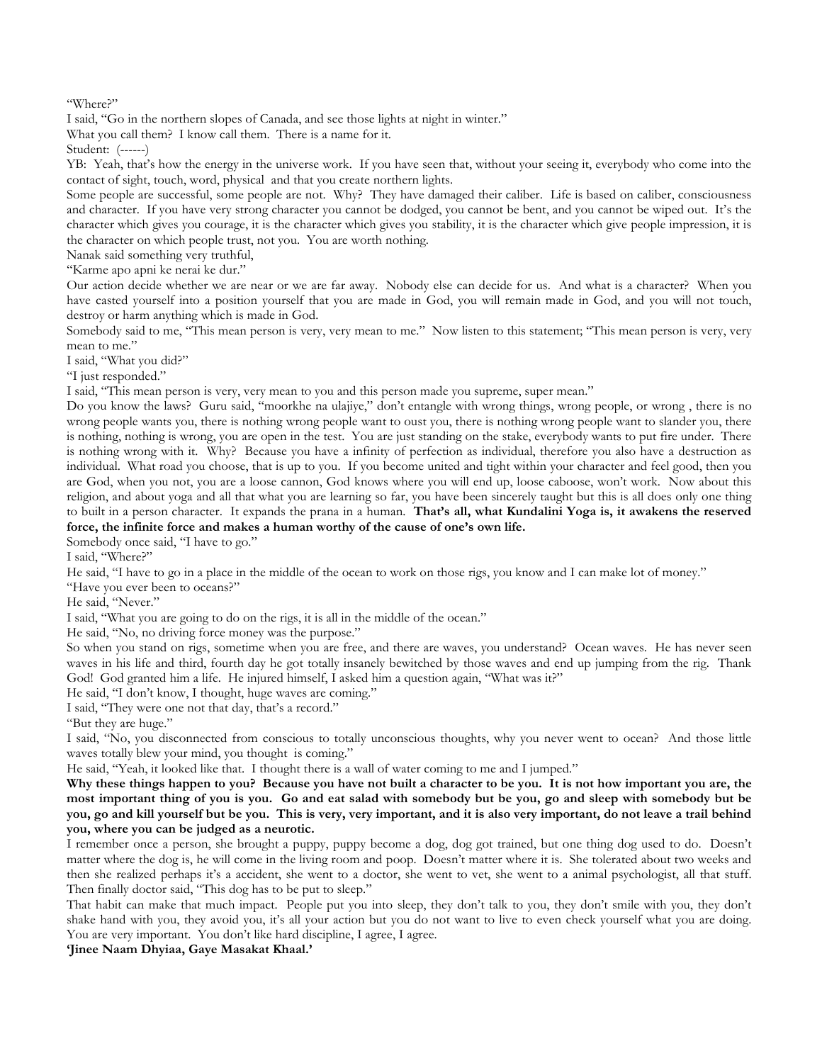"Where?"

I said, "Go in the northern slopes of Canada, and see those lights at night in winter."

What you call them? I know call them. There is a name for it.

Student: (------)

YB: Yeah, that's how the energy in the universe work. If you have seen that, without your seeing it, everybody who come into the contact of sight, touch, word, physical and that you create northern lights.

Some people are successful, some people are not. Why? They have damaged their caliber. Life is based on caliber, consciousness and character. If you have very strong character you cannot be dodged, you cannot be bent, and you cannot be wiped out. It's the character which gives you courage, it is the character which gives you stability, it is the character which give people impression, it is the character on which people trust, not you. You are worth nothing.

Nanak said something very truthful,

"Karme apo apni ke nerai ke dur."

Our action decide whether we are near or we are far away. Nobody else can decide for us. And what is a character? When you have casted yourself into a position yourself that you are made in God, you will remain made in God, and you will not touch, destroy or harm anything which is made in God.

Somebody said to me, "This mean person is very, very mean to me." Now listen to this statement; "This mean person is very, very mean to me."

I said, "What you did?"

"I just responded."

I said, "This mean person is very, very mean to you and this person made you supreme, super mean."

Do you know the laws? Guru said, "moorkhe na ulajiye," don't entangle with wrong things, wrong people, or wrong , there is no wrong people wants you, there is nothing wrong people want to oust you, there is nothing wrong people want to slander you, there is nothing, nothing is wrong, you are open in the test. You are just standing on the stake, everybody wants to put fire under. There is nothing wrong with it. Why? Because you have a infinity of perfection as individual, therefore you also have a destruction as individual. What road you choose, that is up to you. If you become united and tight within your character and feel good, then you are God, when you not, you are a loose cannon, God knows where you will end up, loose caboose, won't work. Now about this religion, and about yoga and all that what you are learning so far, you have been sincerely taught but this is all does only one thing to built in a person character. It expands the prana in a human. **That's all, what Kundalini Yoga is, it awakens the reserved force, the infinite force and makes a human worthy of the cause of one's own life.**

Somebody once said, "I have to go."

I said, "Where?"

He said, "I have to go in a place in the middle of the ocean to work on those rigs, you know and I can make lot of money."

"Have you ever been to oceans?"

He said, "Never."

I said, "What you are going to do on the rigs, it is all in the middle of the ocean."

He said, "No, no driving force money was the purpose."

So when you stand on rigs, sometime when you are free, and there are waves, you understand? Ocean waves. He has never seen waves in his life and third, fourth day he got totally insanely bewitched by those waves and end up jumping from the rig. Thank God! God granted him a life. He injured himself, I asked him a question again, "What was it?"

He said, "I don't know, I thought, huge waves are coming."

I said, "They were one not that day, that's a record."

"But they are huge."

I said, "No, you disconnected from conscious to totally unconscious thoughts, why you never went to ocean? And those little waves totally blew your mind, you thought is coming."

He said, "Yeah, it looked like that. I thought there is a wall of water coming to me and I jumped."

**Why these things happen to you? Because you have not built a character to be you. It is not how important you are, the most important thing of you is you. Go and eat salad with somebody but be you, go and sleep with somebody but be you, go and kill yourself but be you. This is very, very important, and it is also very important, do not leave a trail behind you, where you can be judged as a neurotic.**

I remember once a person, she brought a puppy, puppy become a dog, dog got trained, but one thing dog used to do. Doesn't matter where the dog is, he will come in the living room and poop. Doesn't matter where it is. She tolerated about two weeks and then she realized perhaps it's a accident, she went to a doctor, she went to vet, she went to a animal psychologist, all that stuff. Then finally doctor said, "This dog has to be put to sleep."

That habit can make that much impact. People put you into sleep, they don't talk to you, they don't smile with you, they don't shake hand with you, they avoid you, it's all your action but you do not want to live to even check yourself what you are doing. You are very important. You don't like hard discipline, I agree, I agree.

**'Jinee Naam Dhyiaa, Gaye Masakat Khaal.'**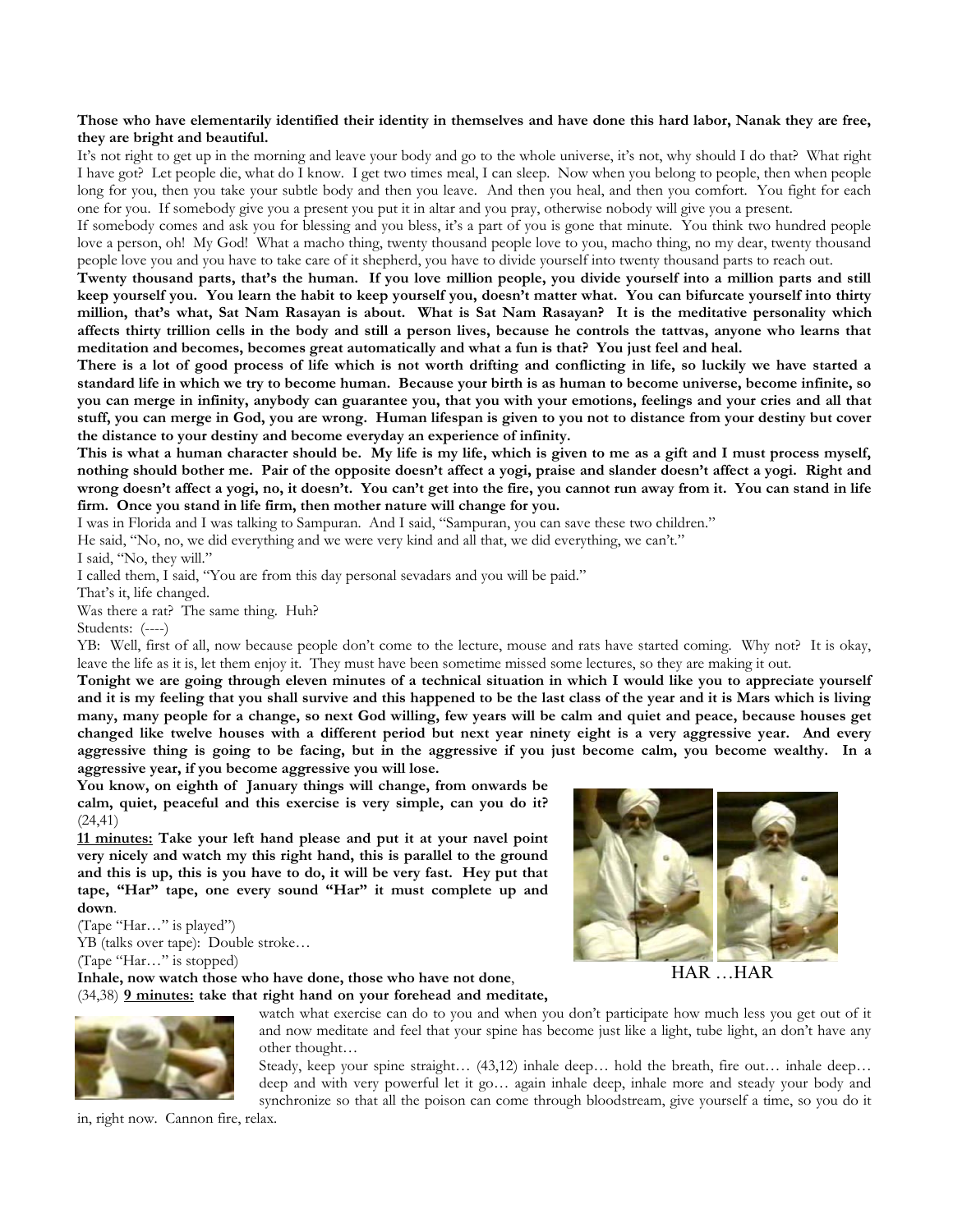**Those who have elementarily identified their identity in themselves and have done this hard labor, Nanak they are free, they are bright and beautiful.**

It's not right to get up in the morning and leave your body and go to the whole universe, it's not, why should I do that? What right I have got? Let people die, what do I know. I get two times meal, I can sleep. Now when you belong to people, then when people long for you, then you take your subtle body and then you leave. And then you heal, and then you comfort. You fight for each one for you. If somebody give you a present you put it in altar and you pray, otherwise nobody will give you a present.

If somebody comes and ask you for blessing and you bless, it's a part of you is gone that minute. You think two hundred people love a person, oh! My God! What a macho thing, twenty thousand people love to you, macho thing, no my dear, twenty thousand people love you and you have to take care of it shepherd, you have to divide yourself into twenty thousand parts to reach out.

**Twenty thousand parts, that's the human. If you love million people, you divide yourself into a million parts and still keep yourself you. You learn the habit to keep yourself you, doesn't matter what. You can bifurcate yourself into thirty million, that's what, Sat Nam Rasayan is about. What is Sat Nam Rasayan? It is the meditative personality which affects thirty trillion cells in the body and still a person lives, because he controls the tattvas, anyone who learns that meditation and becomes, becomes great automatically and what a fun is that? You just feel and heal.**

**There is a lot of good process of life which is not worth drifting and conflicting in life, so luckily we have started a standard life in which we try to become human. Because your birth is as human to become universe, become infinite, so you can merge in infinity, anybody can guarantee you, that you with your emotions, feelings and your cries and all that stuff, you can merge in God, you are wrong. Human lifespan is given to you not to distance from your destiny but cover the distance to your destiny and become everyday an experience of infinity.**

**This is what a human character should be. My life is my life, which is given to me as a gift and I must process myself, nothing should bother me. Pair of the opposite doesn't affect a yogi, praise and slander doesn't affect a yogi. Right and wrong doesn't affect a yogi, no, it doesn't. You can't get into the fire, you cannot run away from it. You can stand in life firm. Once you stand in life firm, then mother nature will change for you.**

I was in Florida and I was talking to Sampuran. And I said, "Sampuran, you can save these two children."

He said, "No, no, we did everything and we were very kind and all that, we did everything, we can't."

I said, "No, they will."

I called them, I said, "You are from this day personal sevadars and you will be paid."

That's it, life changed.

Was there a rat? The same thing. Huh?

Students: (----)

YB: Well, first of all, now because people don't come to the lecture, mouse and rats have started coming. Why not? It is okay, leave the life as it is, let them enjoy it. They must have been sometime missed some lectures, so they are making it out.

**Tonight we are going through eleven minutes of a technical situation in which I would like you to appreciate yourself and it is my feeling that you shall survive and this happened to be the last class of the year and it is Mars which is living many, many people for a change, so next God willing, few years will be calm and quiet and peace, because houses get changed like twelve houses with a different period but next year ninety eight is a very aggressive year. And every aggressive thing is going to be facing, but in the aggressive if you just become calm, you become wealthy. In a aggressive year, if you become aggressive you will lose.**

**You know, on eighth of January things will change, from onwards be calm, quiet, peaceful and this exercise is very simple, can you do it?** (24,41)

**11 minutes: Take your left hand please and put it at your navel point very nicely and watch my this right hand, this is parallel to the ground and this is up, this is you have to do, it will be very fast. Hey put that tape, "Har" tape, one every sound "Har" it must complete up and down**.

(Tape "Har…" is played")

YB (talks over tape): Double stroke…

(Tape "Har…" is stopped)

HAR …HAR

**Inhale, now watch those who have done, those who have not done**, (34,38) **9 minutes: take that right hand on your forehead and meditate,** watch what exercise can do to you and when you don't participate how much less you get out of it and now meditate and feel that your spine has become just like a light, tube light, an don't have any other thought…

Steady, keep your spine straight… (43,12) inhale deep… hold the breath, fire out… inhale deep… deep and with very powerful let it go… again inhale deep, inhale more and steady your body and synchronize so that all the poison can come through bloodstream, give yourself a time, so you do it in, right now. Cannon fire, relax.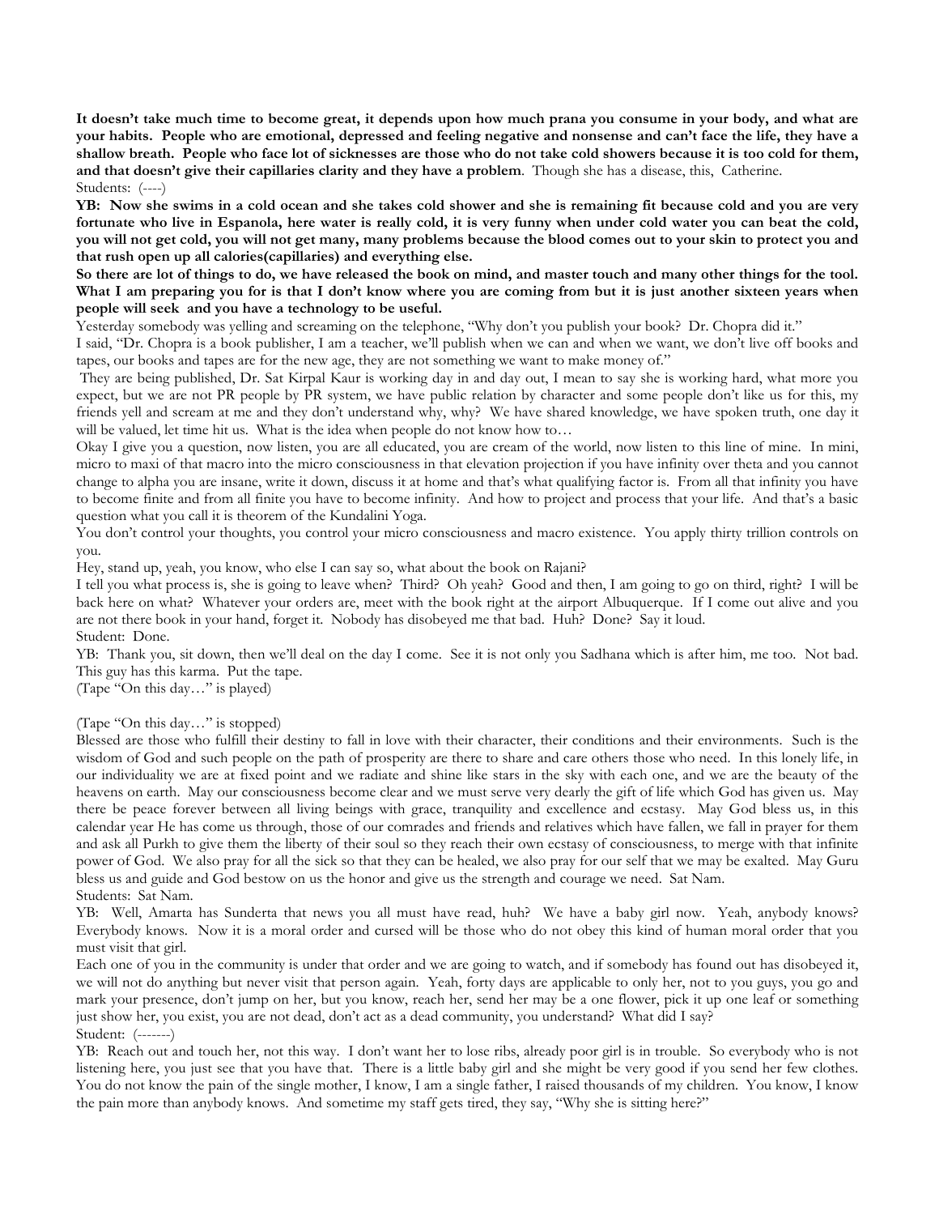**It doesn't take much time to become great, it depends upon how much prana you consume in your body, and what are your habits. People who are emotional, depressed and feeling negative and nonsense and can't face the life, they have a shallow breath. People who face lot of sicknesses are those who do not take cold showers because it is too cold for them, and that doesn't give their capillaries clarity and they have a problem**. Though she has a disease, this, Catherine.

Students: (----)

**YB: Now she swims in a cold ocean and she takes cold shower and she is remaining fit because cold and you are very fortunate who live in Espanola, here water is really cold, it is very funny when under cold water you can beat the cold, you will not get cold, you will not get many, many problems because the blood comes out to your skin to protect you and that rush open up all calories(capillaries) and everything else.**

**So there are lot of things to do, we have released the book on mind, and master touch and many other things for the tool. What I am preparing you for is that I don't know where you are coming from but it is just another sixteen years when people will seek and you have a technology to be useful.**

Yesterday somebody was yelling and screaming on the telephone, "Why don't you publish your book? Dr. Chopra did it."

I said, "Dr. Chopra is a book publisher, I am a teacher, we'll publish when we can and when we want, we don't live off books and tapes, our books and tapes are for the new age, they are not something we want to make money of."

They are being published, Dr. Sat Kirpal Kaur is working day in and day out, I mean to say she is working hard, what more you expect, but we are not PR people by PR system, we have public relation by character and some people don't like us for this, my friends yell and scream at me and they don't understand why, why? We have shared knowledge, we have spoken truth, one day it will be valued, let time hit us. What is the idea when people do not know how to…

Okay I give you a question, now listen, you are all educated, you are cream of the world, now listen to this line of mine. In mini, micro to maxi of that macro into the micro consciousness in that elevation projection if you have infinity over theta and you cannot change to alpha you are insane, write it down, discuss it at home and that's what qualifying factor is. From all that infinity you have to become finite and from all finite you have to become infinity. And how to project and process that your life. And that's a basic question what you call it is theorem of the Kundalini Yoga.

You don't control your thoughts, you control your micro consciousness and macro existence. You apply thirty trillion controls on you.

Hey, stand up, yeah, you know, who else I can say so, what about the book on Rajani?

I tell you what process is, she is going to leave when? Third? Oh yeah? Good and then, I am going to go on third, right? I will be back here on what? Whatever your orders are, meet with the book right at the airport Albuquerque. If I come out alive and you are not there book in your hand, forget it. Nobody has disobeyed me that bad. Huh? Done? Say it loud.

Student: Done.

YB: Thank you, sit down, then we'll deal on the day I come. See it is not only you Sadhana which is after him, me too. Not bad. This guy has this karma. Put the tape.

(Tape "On this day…" is played)

(Tape "On this day…" is stopped)

Blessed are those who fulfill their destiny to fall in love with their character, their conditions and their environments. Such is the wisdom of God and such people on the path of prosperity are there to share and care others those who need. In this lonely life, in our individuality we are at fixed point and we radiate and shine like stars in the sky with each one, and we are the beauty of the heavens on earth. May our consciousness become clear and we must serve very dearly the gift of life which God has given us. May there be peace forever between all living beings with grace, tranquility and excellence and ecstasy. May God bless us, in this calendar year He has come us through, those of our comrades and friends and relatives which have fallen, we fall in prayer for them and ask all Purkh to give them the liberty of their soul so they reach their own ecstasy of consciousness, to merge with that infinite power of God. We also pray for all the sick so that they can be healed, we also pray for our self that we may be exalted. May Guru bless us and guide and God bestow on us the honor and give us the strength and courage we need. Sat Nam.

Students: Sat Nam.

YB: Well, Amarta has Sunderta that news you all must have read, huh? We have a baby girl now. Yeah, anybody knows? Everybody knows. Now it is a moral order and cursed will be those who do not obey this kind of human moral order that you must visit that girl.

Each one of you in the community is under that order and we are going to watch, and if somebody has found out has disobeyed it, we will not do anything but never visit that person again. Yeah, forty days are applicable to only her, not to you guys, you go and mark your presence, don't jump on her, but you know, reach her, send her may be a one flower, pick it up one leaf or something just show her, you exist, you are not dead, don't act as a dead community, you understand? What did I say?

Student: (-------)

YB: Reach out and touch her, not this way. I don't want her to lose ribs, already poor girl is in trouble. So everybody who is not listening here, you just see that you have that. There is a little baby girl and she might be very good if you send her few clothes. You do not know the pain of the single mother, I know, I am a single father, I raised thousands of my children. You know, I know the pain more than anybody knows. And sometime my staff gets tired, they say, "Why she is sitting here?"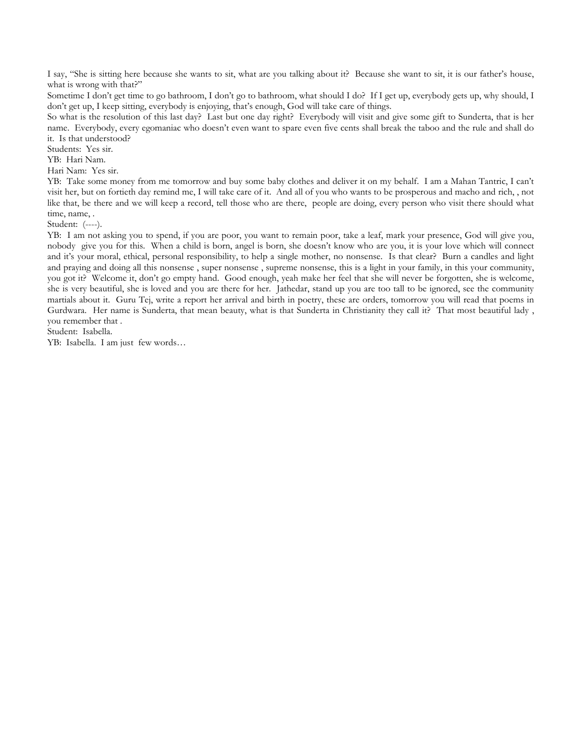I say, "She is sitting here because she wants to sit, what are you talking about it? Because she want to sit, it is our father's house, what is wrong with that?"

Sometime I don't get time to go bathroom, I don't go to bathroom, what should I do? If I get up, everybody gets up, why should, I don't get up, I keep sitting, everybody is enjoying, that's enough, God will take care of things.

So what is the resolution of this last day? Last but one day right? Everybody will visit and give some gift to Sunderta, that is her name. Everybody, every egomaniac who doesn't even want to spare even five cents shall break the taboo and the rule and shall do it. Is that understood?

Students: Yes sir.

YB: Hari Nam.

Hari Nam: Yes sir.

YB: Take some money from me tomorrow and buy some baby clothes and deliver it on my behalf. I am a Mahan Tantric, I can't visit her, but on fortieth day remind me, I will take care of it. And all of you who wants to be prosperous and macho and rich, , not like that, be there and we will keep a record, tell those who are there, people are doing, every person who visit there should what time, name, .

Student: (----).

YB: I am not asking you to spend, if you are poor, you want to remain poor, take a leaf, mark your presence, God will give you, nobody give you for this. When a child is born, angel is born, she doesn't know who are you, it is your love which will connect and it's your moral, ethical, personal responsibility, to help a single mother, no nonsense. Is that clear? Burn a candles and light and praying and doing all this nonsense , super nonsense , supreme nonsense, this is a light in your family, in this your community, you got it? Welcome it, don't go empty hand. Good enough, yeah make her feel that she will never be forgotten, she is welcome, she is very beautiful, she is loved and you are there for her. Jathedar, stand up you are too tall to be ignored, see the community martials about it. Guru Tej, write a report her arrival and birth in poetry, these are orders, tomorrow you will read that poems in Gurdwara. Her name is Sunderta, that mean beauty, what is that Sunderta in Christianity they call it? That most beautiful lady , you remember that .

Student: Isabella.

YB: Isabella. I am just few words…